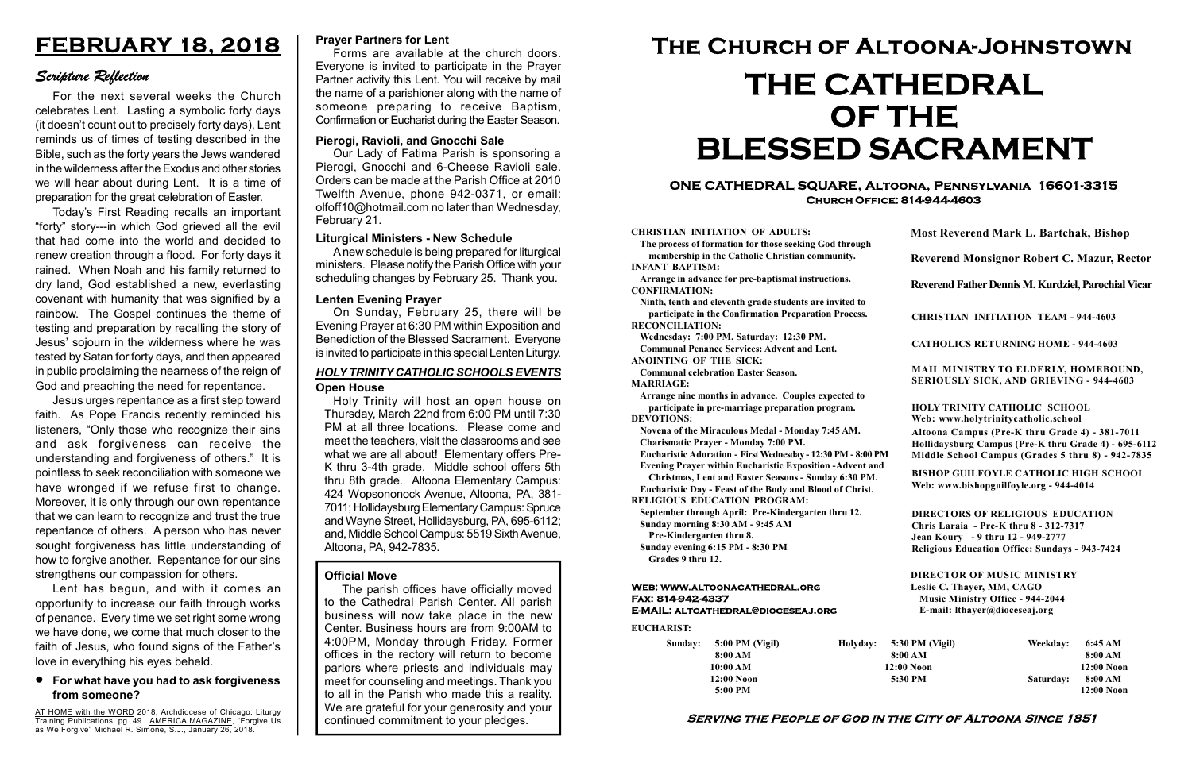# FEBRUARY 18, 2018

## Scripture Reflection

For the next several weeks the Church celebrates Lent. Lasting a symbolic forty days (it doesn't count out to precisely forty days), Lent reminds us of times of testing described in the Bible, such as the forty years the Jews wandered in the wilderness after the Exodus and other stories we will hear about during Lent. It is a time of preparation for the great celebration of Easter.

Today's First Reading recalls an important "forty" story---in which God grieved all the evil that had come into the world and decided to renew creation through a flood. For forty days it rained. When Noah and his family returned to dry land, God established a new, everlasting covenant with humanity that was signified by a rainbow. The Gospel continues the theme of testing and preparation by recalling the story of Jesus' sojourn in the wilderness where he was tested by Satan for forty days, and then appeared in public proclaiming the nearness of the reign of God and preaching the need for repentance.

Jesus urges repentance as a first step toward faith. As Pope Francis recently reminded his listeners, "Only those who recognize their sins and ask forgiveness can receive the understanding and forgiveness of others." It is pointless to seek reconciliation with someone we have wronged if we refuse first to change. Moreover, it is only through our own repentance that we can learn to recognize and trust the true repentance of others. A person who has never sought forgiveness has little understanding of how to forgive another. Repentance for our sins strengthens our compassion for others.

Lent has begun, and with it comes an opportunity to increase our faith through works of penance. Every time we set right some wrong we have done, we come that much closer to the faith of Jesus, who found signs of the Father's love in everything his eyes beheld.

- **For what have you had to ask forgiveness from someone?**

AT HOME with the WORD 2018, Archdiocese of Chicago: Liturgy Training Publications, pg. 49. AMERICA MAGAZINE, "Forgive Us as We Forgive" Michael R. Simone, S.J., January 26, 2018.

### Prayer Partners for Lent

Forms are available at the church doors. Everyone is invited to participate in the Prayer Partner activity this Lent. You will receive by mail the name of a parishioner along with the name of someone preparing to receive Baptism, Confirmation or Eucharist during the Easter Season.

### Pierogi, Ravioli, and Gnocchi Sale

Our Lady of Fatima Parish is sponsoring a Pierogi, Gnocchi and 6-Cheese Ravioli sale. Orders can be made at the Parish Office at 2010 Twelfth Avenue, phone 942-0371, or email: olfoff10@hotmail.com no later than Wednesday, February 21.

### Liturgical Ministers - New Schedule

A new schedule is being prepared for liturgical ministers. Please notify the Parish Office with your scheduling changes by February 25. Thank you.

### Lenten Evening Prayer

On Sunday, February 25, there will be Evening Prayer at 6:30 PM within Exposition and Benediction of the Blessed Sacrament. Everyone is invited to participate in this special Lenten Liturgy.

### HOLY TRINITY CATHOLIC SCHOOLS EVENTS

### Open House

Holy Trinity will host an open house on Thursday, March 22nd from 6:00 PM until 7:30 PM at all three locations. Please come and meet the teachers, visit the classrooms and see what we are all about! Elementary offers Pre-K thru 3-4th grade. Middle school offers 5th thru 8th grade. Altoona Elementary Campus: 424 Wopsononock Avenue, Altoona, PA, 381-7011; Hollidaysburg Elementary Campus: Spruce and Wayne Street, Hollidaysburg, PA, 695-6112; and, Middle School Campus: 5519 Sixth Avenue, Altoona, PA, 942-7835.

### Official Move

The parish offices have officially moved to the Cathedral Parish Center. All parish business will now take place in the new Center. Business hours are from 9:00AM to 4:00PM, Monday through Friday. Former offices in the rectory will return to become parlors where priests and individuals may meet for counseling and meetings. Thank you to all in the Parish who made this a reality. We are grateful for your generosity and your continued commitment to your pledges.

# The Church of Altoona-Johnstown

# THE CATHEDRAL OF THE BLESSED SACRAMENT

**ONE CATHEDRAL SQUARE, Altoona, Pennsylvania 16601-3315**
**Church Office: 814-944-4603**

**CHRISTIAN INITIATION OF ADULTS:**
The process of formation for those seeking God through membership in the Catholic Christian community.

**INFANT BAPTISM:**
Arrange in advance for pre-baptismal instructions.

**CONFIRMATION:**
Ninth, tenth and eleventh grade students are invited to participate in the Confirmation Preparation Process.

**RECONCILIATION:**
Wednesday: 7:00 PM, Saturday: 12:30 PM.
Communal Penance Services: Advent and Lent.

**ANOINTING OF THE SICK:**
Communal celebration Easter Season.

**MARRIAGE:**
Arrange nine months in advance. Couples expected to participate in pre-marriage preparation program.

**DEVOTIONS:**
Novena of the Miraculous Medal - Monday 7:45 AM.
Charismatic Prayer - Monday 7:00 PM.
Eucharistic Adoration - First Wednesday - 12:30 PM - 8:00 PM
Evening Prayer within Eucharistic Exposition -Advent and Christmas, Lent and Easter Seasons - Sunday 6:30 PM.
Eucharistic Day - Feast of the Body and Blood of Christ.

**RELIGIOUS EDUCATION PROGRAM:**
September through April: Pre-Kindergarten thru 12.
Sunday morning 8:30 AM - 9:45 AM
Pre-Kindergarten thru 8.
Sunday evening 6:15 PM - 8:30 PM
Grades 9 thru 12.

**Most Reverend Mark L. Bartchak, Bishop**

**Reverend Monsignor Robert C. Mazur, Rector**

**Reverend Father Dennis M. Kurdziel, Parochial Vicar**

**CHRISTIAN INITIATION TEAM - 944-4603**

**CATHOLICS RETURNING HOME - 944-4603**

**MAIL MINISTRY TO ELDERLY, HOMEBOUND, SERIOUSLY SICK, AND GRIEVING - 944-4603**

**HOLY TRINITY CATHOLIC SCHOOL**
Web: www.holytrinitycatholic.school
Altoona Campus (Pre-K thru Grade 4) - 381-7011
Hollidaysburg Campus (Pre-K thru Grade 4) - 695-6112
Middle School Campus (Grades 5 thru 8) - 942-7835

**BISHOP GUILFOYLE CATHOLIC HIGH SCHOOL**
Web: www.bishopguilfoyle.org - 944-4014

**DIRECTORS OF RELIGIOUS EDUCATION**
Chris Laraia - Pre-K thru 8 - 312-7317
Jean Koury - 9 thru 12 - 949-2777
Religious Education Office: Sundays - 943-7424

**DIRECTOR OF MUSIC MINISTRY**
Leslie C. Thayer, MM, CAGO
Music Ministry Office - 944-2044
E-mail: lthayer@dioceseaj.org

**Web: www.altoonacathedral.org**
**Fax: 814-942-4337**
**E-MAIL: altcathedral@dioceseaj.org**

**EUCHARIST:**

| Sunday: | | Holyday: | | Weekday: | |
|---|---|---|---|---|---|
| | 5:00 PM (Vigil) | | 5:30 PM (Vigil) | | 6:45 AM |
| | 8:00 AM | | 8:00 AM | | 8:00 AM |
| | 10:00 AM | | 12:00 Noon | | 12:00 Noon |
| | 12:00 Noon | | 5:30 PM | Saturday: | 8:00 AM |
| | 5:00 PM | | | | 12:00 Noon |

**Serving the People of God in the City of Altoona Since 1851**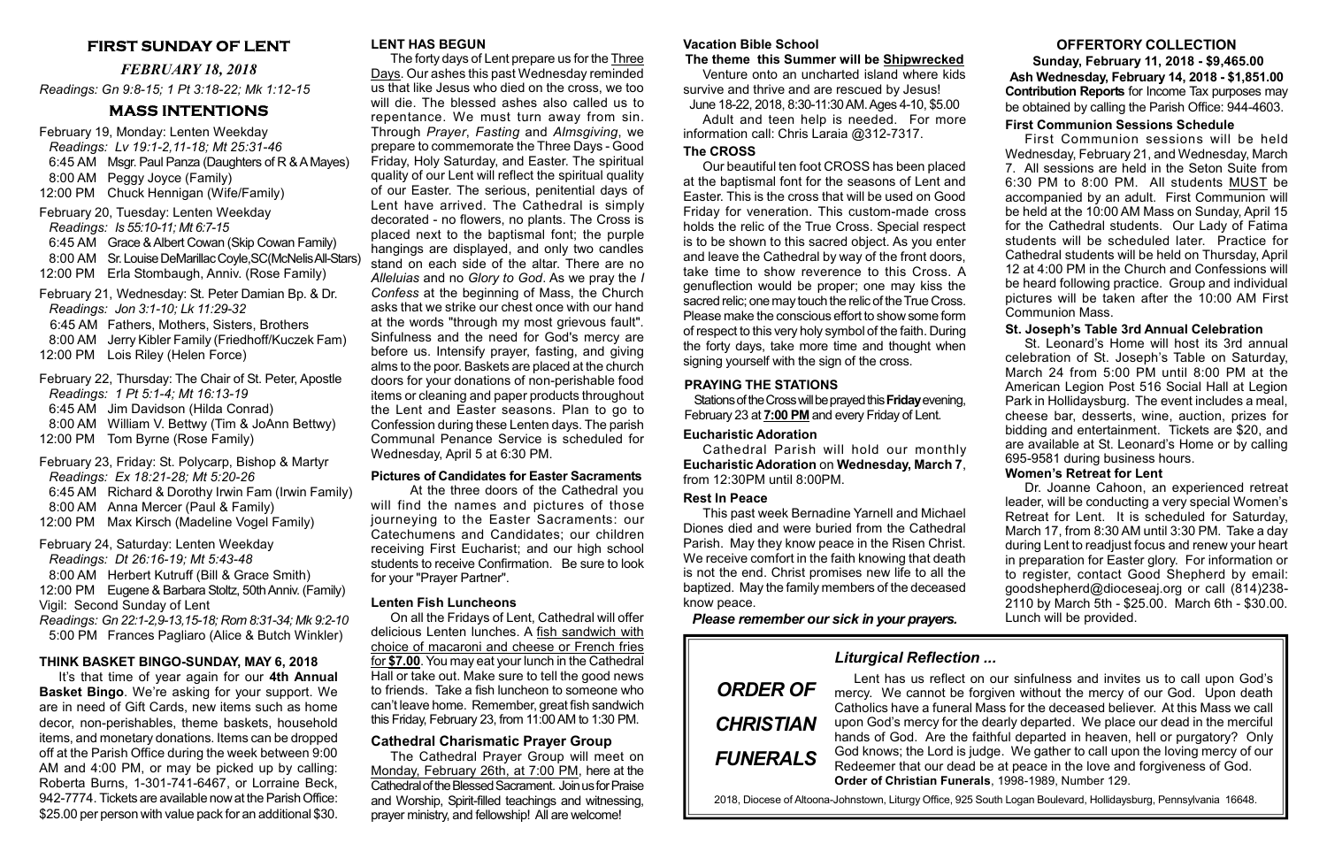# FIRST SUNDAY OF LENT

*FEBRUARY 18, 2018*

*Readings: Gn 9:8-15; 1 Pt 3:18-22; Mk 1:12-15*

## MASS INTENTIONS

February 19, Monday: Lenten Weekday
*Readings: Lv 19:1-2,11-18; Mt 25:31-46*
6:45 AM Msgr. Paul Panza (Daughters of R & A Mayes)
8:00 AM Peggy Joyce (Family)
12:00 PM Chuck Hennigan (Wife/Family)

February 20, Tuesday: Lenten Weekday
*Readings: Is 55:10-11; Mt 6:7-15*
6:45 AM Grace & Albert Cowan (Skip Cowan Family)
8:00 AM Sr. Louise DeMarillac Coyle,SC(McNelis All-Stars)
12:00 PM Erla Stombaugh, Anniv. (Rose Family)

February 21, Wednesday: St. Peter Damian Bp. & Dr.
*Readings: Jon 3:1-10; Lk 11:29-32*
6:45 AM Fathers, Mothers, Sisters, Brothers
8:00 AM Jerry Kibler Family (Friedhoff/Kuczek Fam)
12:00 PM Lois Riley (Helen Force)

February 22, Thursday: The Chair of St. Peter, Apostle
*Readings: 1 Pt 5:1-4; Mt 16:13-19*
6:45 AM Jim Davidson (Hilda Conrad)
8:00 AM William V. Bettwy (Tim & JoAnn Bettwy)
12:00 PM Tom Byrne (Rose Family)

February 23, Friday: St. Polycarp, Bishop & Martyr
*Readings: Ex 18:21-28; Mt 5:20-26*
6:45 AM Richard & Dorothy Irwin Fam (Irwin Family)
8:00 AM Anna Mercer (Paul & Family)
12:00 PM Max Kirsch (Madeline Vogel Family)

February 24, Saturday: Lenten Weekday
*Readings: Dt 26:16-19; Mt 5:43-48*
8:00 AM Herbert Kutruff (Bill & Grace Smith)
12:00 PM Eugene & Barbara Stoltz, 50th Anniv. (Family)
Vigil: Second Sunday of Lent
*Readings: Gn 22:1-2,9-13,15-18; Rom 8:31-34; Mk 9:2-10*
5:00 PM Frances Pagliaro (Alice & Butch Winkler)

### THINK BASKET BINGO-SUNDAY, MAY 6, 2018

It's that time of year again for our **4th Annual Basket Bingo**. We're asking for your support. We are in need of Gift Cards, new items such as home decor, non-perishables, theme baskets, household items, and monetary donations. Items can be dropped off at the Parish Office during the week between 9:00 AM and 4:00 PM, or may be picked up by calling: Roberta Burns, 1-301-741-6467, or Lorraine Beck, 942-7774. Tickets are available now at the Parish Office: $25.00 per person with value pack for an additional $30.

### LENT HAS BEGUN

The forty days of Lent prepare us for the Three Days. Our ashes this past Wednesday reminded us that like Jesus who died on the cross, we too will die. The blessed ashes also called us to repentance. We must turn away from sin. Through *Prayer*, *Fasting* and *Almsgiving*, we prepare to commemorate the Three Days - Good Friday, Holy Saturday, and Easter. The spiritual quality of our Lent will reflect the spiritual quality of our Easter. The serious, penitential days of Lent have arrived. The Cathedral is simply decorated - no flowers, no plants. The Cross is placed next to the baptismal font; the purple hangings are displayed, and only two candles stand on each side of the altar. There are no *Alleluias* and no *Glory to God*. As we pray the *I Confess* at the beginning of Mass, the Church asks that we strike our chest once with our hand at the words "through my most grievous fault". Sinfulness and the need for God's mercy are before us. Intensify prayer, fasting, and giving alms to the poor. Baskets are placed at the church doors for your donations of non-perishable food items or cleaning and paper products throughout the Lent and Easter seasons. Plan to go to Confession during these Lenten days. The parish Communal Penance Service is scheduled for Wednesday, April 5 at 6:30 PM.

### Pictures of Candidates for Easter Sacraments

At the three doors of the Cathedral you will find the names and pictures of those journeying to the Easter Sacraments: our Catechumens and Candidates; our children receiving First Eucharist; and our high school students to receive Confirmation. Be sure to look for your "Prayer Partner".

### Lenten Fish Luncheons

On all the Fridays of Lent, Cathedral will offer delicious Lenten lunches. A fish sandwich with choice of macaroni and cheese or French fries for **$7.00**. You may eat your lunch in the Cathedral Hall or take out. Make sure to tell the good news to friends. Take a fish luncheon to someone who can't leave home. Remember, great fish sandwich this Friday, February 23, from 11:00 AM to 1:30 PM.

### Cathedral Charismatic Prayer Group

The Cathedral Prayer Group will meet on Monday, February 26th, at 7:00 PM, here at the Cathedral of the Blessed Sacrament. Join us for Praise and Worship, Spirit-filled teachings and witnessing, prayer ministry, and fellowship! All are welcome!

### Vacation Bible School

**The theme this Summer will be Shipwrecked**

Venture onto an uncharted island where kids survive and thrive and are rescued by Jesus!
June 18-22, 2018, 8:30-11:30 AM. Ages 4-10, $5.00

Adult and teen help is needed. For more information call: Chris Laraia @312-7317.

### The CROSS

Our beautiful ten foot CROSS has been placed at the baptismal font for the seasons of Lent and Easter. This is the cross that will be used on Good Friday for veneration. This custom-made cross holds the relic of the True Cross. Special respect is to be shown to this sacred object. As you enter and leave the Cathedral by way of the front doors, take time to show reverence to this Cross. A genuflection would be proper; one may kiss the sacred relic; one may touch the relic of the True Cross. Please make the conscious effort to show some form of respect to this very holy symbol of the faith. During the forty days, take more time and thought when signing yourself with the sign of the cross.

### PRAYING THE STATIONS

Stations of the Cross will be prayed this **Friday** evening, February 23 at **7:00 PM** and every Friday of Lent.

### Eucharistic Adoration

Cathedral Parish will hold our monthly **Eucharistic Adoration** on **Wednesday, March 7**, from 12:30PM until 8:00PM.

### Rest In Peace

This past week Bernadine Yarnell and Michael Diones died and were buried from the Cathedral Parish. May they know peace in the Risen Christ. We receive comfort in the faith knowing that death is not the end. Christ promises new life to all the baptized. May the family members of the deceased know peace.

***Please remember our sick in your prayers.***

### OFFERTORY COLLECTION

**Sunday, February 11, 2018 - $9,465.00**
**Ash Wednesday, February 14, 2018 - $1,851.00**

**Contribution Reports** for Income Tax purposes may be obtained by calling the Parish Office: 944-4603.

### First Communion Sessions Schedule

First Communion sessions will be held Wednesday, February 21, and Wednesday, March 7. All sessions are held in the Seton Suite from 6:30 PM to 8:00 PM. All students MUST be accompanied by an adult. First Communion will be held at the 10:00 AM Mass on Sunday, April 15 for the Cathedral students. Our Lady of Fatima students will be scheduled later. Practice for Cathedral students will be held on Thursday, April 12 at 4:00 PM in the Church and Confessions will be heard following practice. Group and individual pictures will be taken after the 10:00 AM First Communion Mass.

### St. Joseph's Table 3rd Annual Celebration

St. Leonard's Home will host its 3rd annual celebration of St. Joseph's Table on Saturday, March 24 from 5:00 PM until 8:00 PM at the American Legion Post 516 Social Hall at Legion Park in Hollidaysburg. The event includes a meal, cheese bar, desserts, wine, auction, prizes for bidding and entertainment. Tickets are $20, and are available at St. Leonard's Home or by calling 695-9581 during business hours.

### Women's Retreat for Lent

Dr. Joanne Cahoon, an experienced retreat leader, will be conducting a very special Women's Retreat for Lent. It is scheduled for Saturday, March 17, from 8:30 AM until 3:30 PM. Take a day during Lent to readjust focus and renew your heart in preparation for Easter glory. For information or to register, contact Good Shepherd by email: goodshepherd@dioceseaj.org or call (814)238-2110 by March 5th - $25.00. March 6th - $30.00. Lunch will be provided.

### *Liturgical Reflection ...*

***ORDER OF CHRISTIAN FUNERALS***

Lent has us reflect on our sinfulness and invites us to call upon God's mercy. We cannot be forgiven without the mercy of our God. Upon death Catholics have a funeral Mass for the deceased believer. At this Mass we call upon God's mercy for the dearly departed. We place our dead in the merciful hands of God. Are the faithful departed in heaven, hell or purgatory? Only God knows; the Lord is judge. We gather to call upon the loving mercy of our Redeemer that our dead be at peace in the love and forgiveness of God.
**Order of Christian Funerals**, 1998-1989, Number 129.

2018, Diocese of Altoona-Johnstown, Liturgy Office, 925 South Logan Boulevard, Hollidaysburg, Pennsylvania 16648.